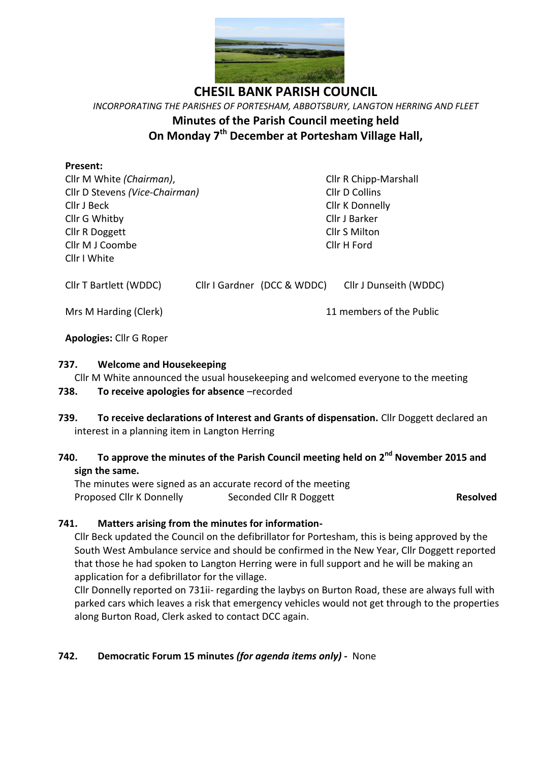# CHESIL BANK PARISH COUNCIL

*INCORPORATING THE PARISHES OF PORTESHAM, ABBOTSBURY, LANGTON HERRING AND FLEET*

## Minutes of the Parish Council meeting held On Monday 7th December at Portesham Village Hall,

**Present:**

Cllr M White *(Chairman)*,
Cllr D Stevens *(Vice-Chairman)*
Cllr J Beck
Cllr G Whitby
Cllr R Doggett
Cllr M J Coombe
Cllr I White
Cllr R Chipp-Marshall
Cllr D Collins
Cllr K Donnelly
Cllr J Barker
Cllr S Milton
Cllr H Ford

Cllr T Bartlett (WDDC) Cllr I Gardner (DCC & WDDC) Cllr J Dunseith (WDDC)

Mrs M Harding (Clerk) 11 members of the Public

**Apologies:** Cllr G Roper

**737. Welcome and Housekeeping**

Cllr M White announced the usual housekeeping and welcomed everyone to the meeting

**738. To receive apologies for absence** –recorded

**739. To receive declarations of Interest and Grants of dispensation.** Cllr Doggett declared an interest in a planning item in Langton Herring

**740. To approve the minutes of the Parish Council meeting held on 2nd November 2015 and sign the same.**

The minutes were signed as an accurate record of the meeting

Proposed Cllr K Donnelly Seconded Cllr R Doggett **Resolved**

**741. Matters arising from the minutes for information-**

Cllr Beck updated the Council on the defibrillator for Portesham, this is being approved by the South West Ambulance service and should be confirmed in the New Year, Cllr Doggett reported that those he had spoken to Langton Herring were in full support and he will be making an application for a defibrillator for the village.

Cllr Donnelly reported on 731ii- regarding the laybys on Burton Road, these are always full with parked cars which leaves a risk that emergency vehicles would not get through to the properties along Burton Road, Clerk asked to contact DCC again.

**742. Democratic Forum 15 minutes *(for agenda items only)* -** None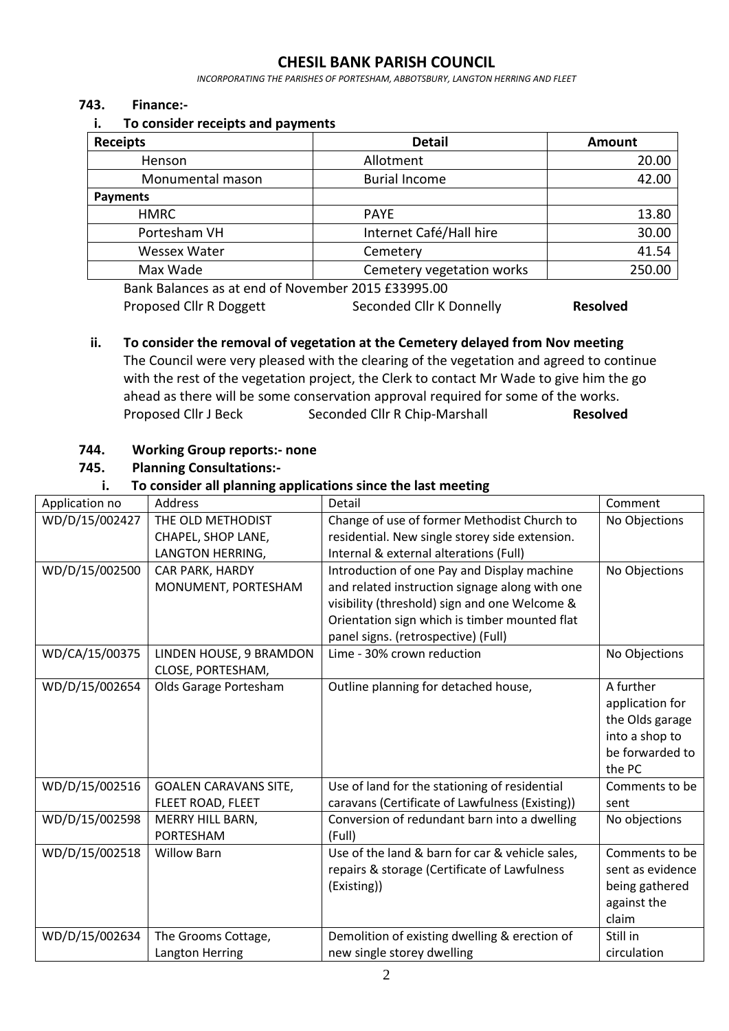# CHESIL BANK PARISH COUNCIL

*INCORPORATING THE PARISHES OF PORTESHAM, ABBOTSBURY, LANGTON HERRING AND FLEET*

**743. Finance:-**

**i. To consider receipts and payments**

| **Receipts** | **Detail** | **Amount** |
|---|---|---|
| Henson | Allotment | 20.00 |
| Monumental mason | Burial Income | 42.00 |
| **Payments** | | |
| HMRC | PAYE | 13.80 |
| Portesham VH | Internet Café/Hall hire | 30.00 |
| Wessex Water | Cemetery | 41.54 |
| Max Wade | Cemetery vegetation works | 250.00 |

Bank Balances as at end of November 2015 £33995.00

Proposed Cllr R Doggett Seconded Cllr K Donnelly **Resolved**

**ii. To consider the removal of vegetation at the Cemetery delayed from Nov meeting**

The Council were very pleased with the clearing of the vegetation and agreed to continue with the rest of the vegetation project, the Clerk to contact Mr Wade to give him the go ahead as there will be some conservation approval required for some of the works.

Proposed Cllr J Beck Seconded Cllr R Chip-Marshall **Resolved**

**744. Working Group reports:- none**

**745. Planning Consultations:-**

**i. To consider all planning applications since the last meeting**

| Application no | Address | Detail | Comment |
|---|---|---|---|
| WD/D/15/002427 | THE OLD METHODIST CHAPEL, SHOP LANE, LANGTON HERRING, | Change of use of former Methodist Church to residential. New single storey side extension. Internal & external alterations (Full) | No Objections |
| WD/D/15/002500 | CAR PARK, HARDY MONUMENT, PORTESHAM | Introduction of one Pay and Display machine and related instruction signage along with one visibility (threshold) sign and one Welcome & Orientation sign which is timber mounted flat panel signs. (retrospective) (Full) | No Objections |
| WD/CA/15/00375 | LINDEN HOUSE, 9 BRAMDON CLOSE, PORTESHAM, | Lime - 30% crown reduction | No Objections |
| WD/D/15/002654 | Olds Garage Portesham | Outline planning for detached house, | A further application for the Olds garage into a shop to be forwarded to the PC |
| WD/D/15/002516 | GOALEN CARAVANS SITE, FLEET ROAD, FLEET | Use of land for the stationing of residential caravans (Certificate of Lawfulness (Existing)) | Comments to be sent |
| WD/D/15/002598 | MERRY HILL BARN, PORTESHAM | Conversion of redundant barn into a dwelling (Full) | No objections |
| WD/D/15/002518 | Willow Barn | Use of the land & barn for car & vehicle sales, repairs & storage (Certificate of Lawfulness (Existing)) | Comments to be sent as evidence being gathered against the claim |
| WD/D/15/002634 | The Grooms Cottage, Langton Herring | Demolition of existing dwelling & erection of new single storey dwelling | Still in circulation |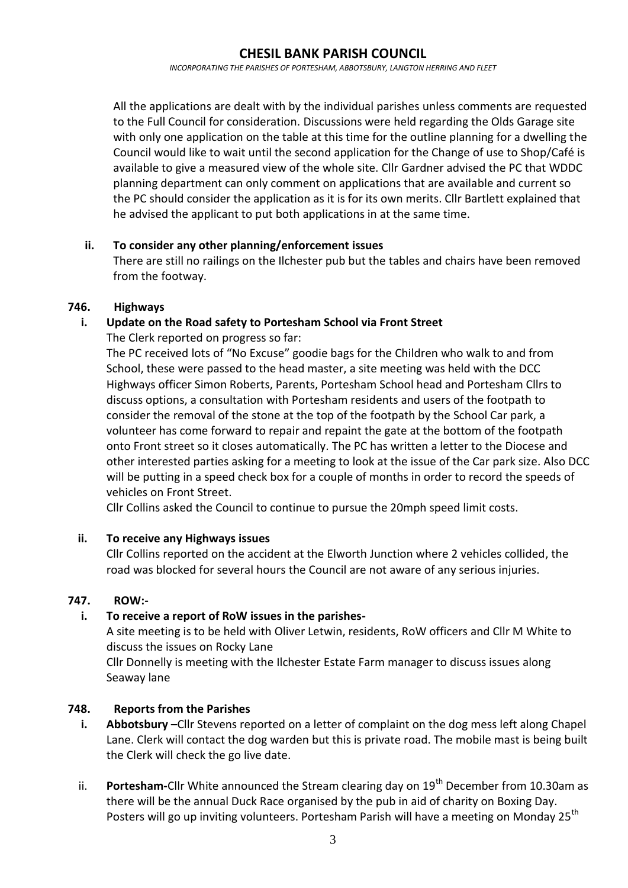All the applications are dealt with by the individual parishes unless comments are requested to the Full Council for consideration. Discussions were held regarding the Olds Garage site with only one application on the table at this time for the outline planning for a dwelling the Council would like to wait until the second application for the Change of use to Shop/Café is available to give a measured view of the whole site. Cllr Gardner advised the PC that WDDC planning department can only comment on applications that are available and current so the PC should consider the application as it is for its own merits. Cllr Bartlett explained that he advised the applicant to put both applications in at the same time.

**ii. To consider any other planning/enforcement issues**

There are still no railings on the Ilchester pub but the tables and chairs have been removed from the footway.

## 746. Highways

**i. Update on the Road safety to Portesham School via Front Street**

The Clerk reported on progress so far:

The PC received lots of "No Excuse" goodie bags for the Children who walk to and from School, these were passed to the head master, a site meeting was held with the DCC Highways officer Simon Roberts, Parents, Portesham School head and Portesham Cllrs to discuss options, a consultation with Portesham residents and users of the footpath to consider the removal of the stone at the top of the footpath by the School Car park, a volunteer has come forward to repair and repaint the gate at the bottom of the footpath onto Front street so it closes automatically. The PC has written a letter to the Diocese and other interested parties asking for a meeting to look at the issue of the Car park size. Also DCC will be putting in a speed check box for a couple of months in order to record the speeds of vehicles on Front Street.

Cllr Collins asked the Council to continue to pursue the 20mph speed limit costs.

**ii. To receive any Highways issues**

Cllr Collins reported on the accident at the Elworth Junction where 2 vehicles collided, the road was blocked for several hours the Council are not aware of any serious injuries.

## 747. ROW:-

**i. To receive a report of RoW issues in the parishes-**

A site meeting is to be held with Oliver Letwin, residents, RoW officers and Cllr M White to discuss the issues on Rocky Lane

Cllr Donnelly is meeting with the Ilchester Estate Farm manager to discuss issues along Seaway lane

## 748. Reports from the Parishes

i. **Abbotsbury –**Cllr Stevens reported on a letter of complaint on the dog mess left along Chapel Lane. Clerk will contact the dog warden but this is private road. The mobile mast is being built the Clerk will check the go live date.

ii. **Portesham-**Cllr White announced the Stream clearing day on 19th December from 10.30am as there will be the annual Duck Race organised by the pub in aid of charity on Boxing Day. Posters will go up inviting volunteers. Portesham Parish will have a meeting on Monday 25th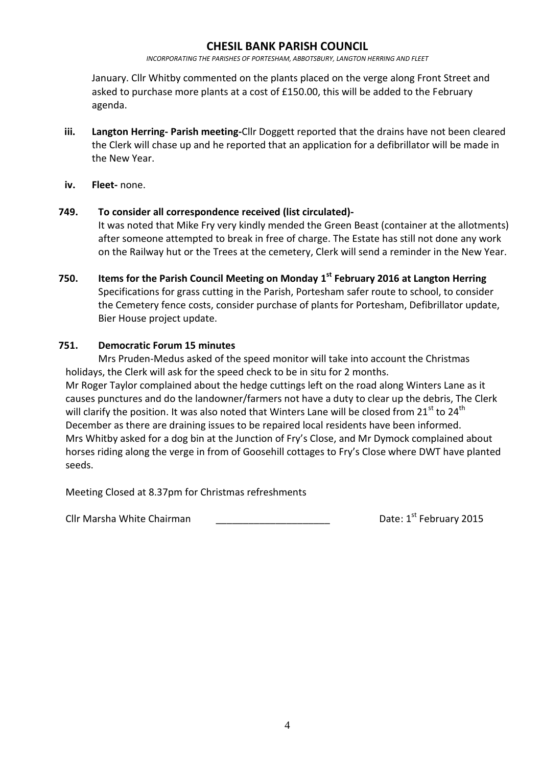# CHESIL BANK PARISH COUNCIL

*INCORPORATING THE PARISHES OF PORTESHAM, ABBOTSBURY, LANGTON HERRING AND FLEET*

January. Cllr Whitby commented on the plants placed on the verge along Front Street and asked to purchase more plants at a cost of £150.00, this will be added to the February agenda.

iii. **Langton Herring- Parish meeting-**Cllr Doggett reported that the drains have not been cleared the Clerk will chase up and he reported that an application for a defibrillator will be made in the New Year.

iv. **Fleet-** none.

**749. To consider all correspondence received (list circulated)-**

It was noted that Mike Fry very kindly mended the Green Beast (container at the allotments) after someone attempted to break in free of charge. The Estate has still not done any work on the Railway hut or the Trees at the cemetery, Clerk will send a reminder in the New Year.

**750. Items for the Parish Council Meeting on Monday 1st February 2016 at Langton Herring**

Specifications for grass cutting in the Parish, Portesham safer route to school, to consider the Cemetery fence costs, consider purchase of plants for Portesham, Defibrillator update, Bier House project update.

**751. Democratic Forum 15 minutes**

Mrs Pruden-Medus asked of the speed monitor will take into account the Christmas holidays, the Clerk will ask for the speed check to be in situ for 2 months.

Mr Roger Taylor complained about the hedge cuttings left on the road along Winters Lane as it causes punctures and do the landowner/farmers not have a duty to clear up the debris, The Clerk will clarify the position. It was also noted that Winters Lane will be closed from 21st to 24th December as there are draining issues to be repaired local residents have been informed.

Mrs Whitby asked for a dog bin at the Junction of Fry's Close, and Mr Dymock complained about horses riding along the verge in from of Goosehill cottages to Fry's Close where DWT have planted seeds.

Meeting Closed at 8.37pm for Christmas refreshments

Cllr Marsha White Chairman _____________________ Date: 1st February 2015